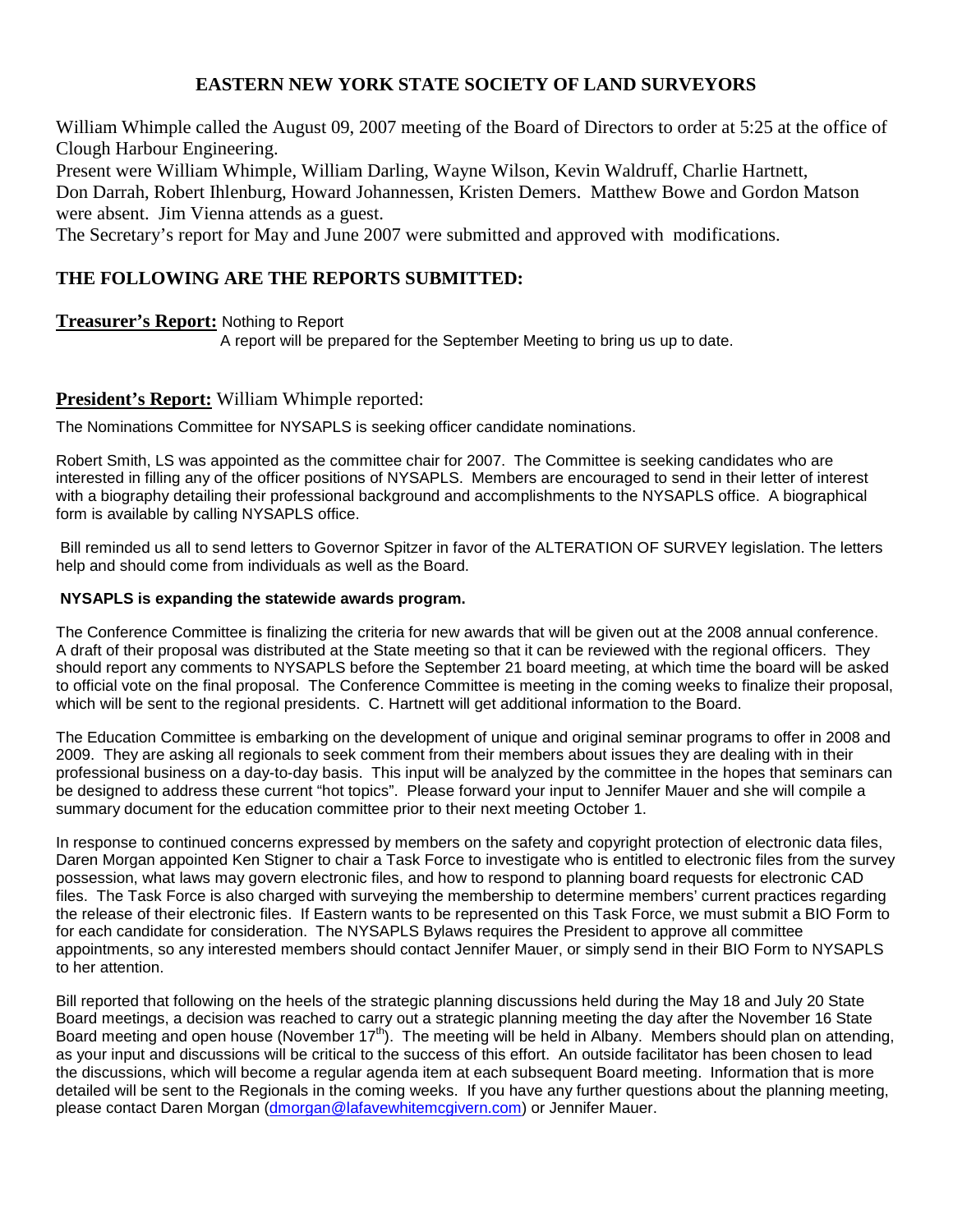# EASTERN NEW YORK STATE SOCIETY OF LAND SURVEYORS

William Whimple called the August 09, 2007 meeting of the Board of Directors to order at 5:25 at the office of Clough Harbour Engineering.

Present were William Whimple, William Darling, Wayne Wilson, Kevin Waldruff, Charlie Hartnett, Don Darrah, Robert Ihlenburg, Howard Johannessen, Kristen Demers. Matthew Bowe and Gordon Matson were absent. Jim Vienna attends as a guest.

The Secretary's report for May and June 2007 were submitted and approved with modifications.

## THE FOLLOWING ARE THE REPORTS SUBMITTED:

**Treasurer's Report:** Nothing to Report

A report will be prepared for the September Meeting to bring us up to date.

**President's Report:** William Whimple reported:

The Nominations Committee for NYSAPLS is seeking officer candidate nominations.

Robert Smith, LS was appointed as the committee chair for 2007. The Committee is seeking candidates who are interested in filling any of the officer positions of NYSAPLS. Members are encouraged to send in their letter of interest with a biography detailing their professional background and accomplishments to the NYSAPLS office. A biographical form is available by calling NYSAPLS office.

Bill reminded us all to send letters to Governor Spitzer in favor of the ALTERATION OF SURVEY legislation. The letters help and should come from individuals as well as the Board.

**NYSAPLS is expanding the statewide awards program.**

The Conference Committee is finalizing the criteria for new awards that will be given out at the 2008 annual conference. A draft of their proposal was distributed at the State meeting so that it can be reviewed with the regional officers. They should report any comments to NYSAPLS before the September 21 board meeting, at which time the board will be asked to official vote on the final proposal. The Conference Committee is meeting in the coming weeks to finalize their proposal, which will be sent to the regional presidents. C. Hartnett will get additional information to the Board.

The Education Committee is embarking on the development of unique and original seminar programs to offer in 2008 and 2009. They are asking all regionals to seek comment from their members about issues they are dealing with in their professional business on a day-to-day basis. This input will be analyzed by the committee in the hopes that seminars can be designed to address these current "hot topics". Please forward your input to Jennifer Mauer and she will compile a summary document for the education committee prior to their next meeting October 1.

In response to continued concerns expressed by members on the safety and copyright protection of electronic data files, Daren Morgan appointed Ken Stigner to chair a Task Force to investigate who is entitled to electronic files from the survey possession, what laws may govern electronic files, and how to respond to planning board requests for electronic CAD files. The Task Force is also charged with surveying the membership to determine members' current practices regarding the release of their electronic files. If Eastern wants to be represented on this Task Force, we must submit a BIO Form to for each candidate for consideration. The NYSAPLS Bylaws requires the President to approve all committee appointments, so any interested members should contact Jennifer Mauer, or simply send in their BIO Form to NYSAPLS to her attention.

Bill reported that following on the heels of the strategic planning discussions held during the May 18 and July 20 State Board meetings, a decision was reached to carry out a strategic planning meeting the day after the November 16 State Board meeting and open house (November 17th). The meeting will be held in Albany. Members should plan on attending, as your input and discussions will be critical to the success of this effort. An outside facilitator has been chosen to lead the discussions, which will become a regular agenda item at each subsequent Board meeting. Information that is more detailed will be sent to the Regionals in the coming weeks. If you have any further questions about the planning meeting, please contact Daren Morgan (dmorgan@lafavewhitemcgivern.com) or Jennifer Mauer.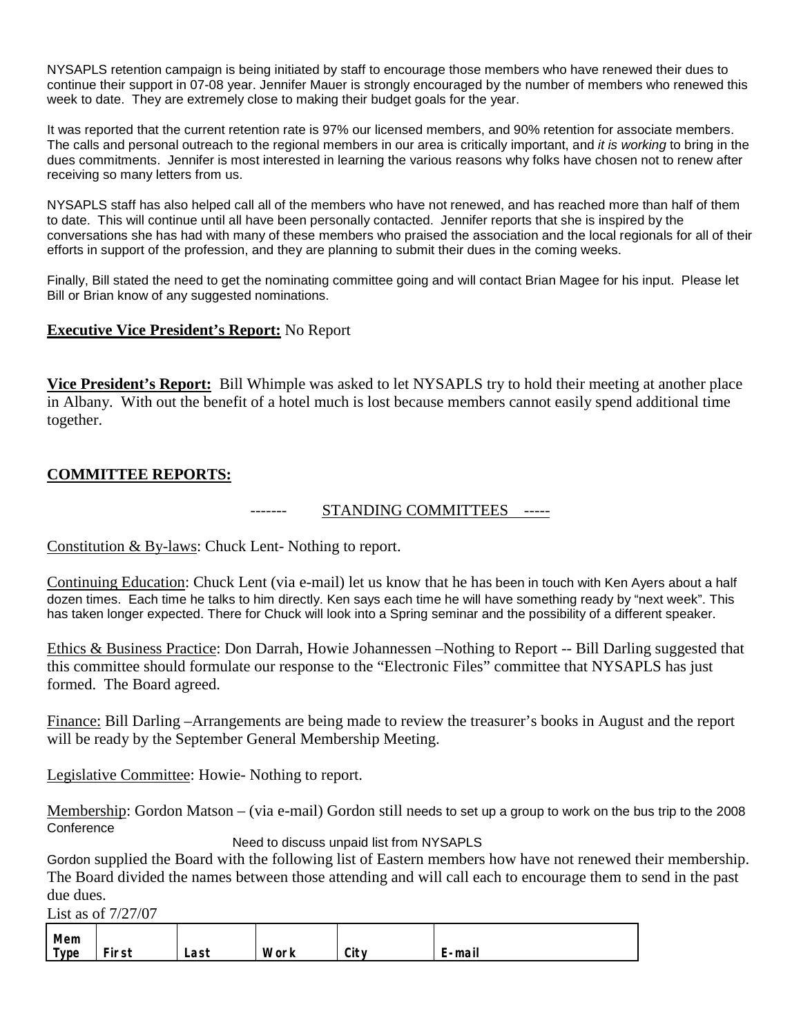NYSAPLS retention campaign is being initiated by staff to encourage those members who have renewed their dues to continue their support in 07-08 year. Jennifer Mauer is strongly encouraged by the number of members who renewed this week to date. They are extremely close to making their budget goals for the year.

It was reported that the current retention rate is 97% our licensed members, and 90% retention for associate members. The calls and personal outreach to the regional members in our area is critically important, and *it is working* to bring in the dues commitments. Jennifer is most interested in learning the various reasons why folks have chosen not to renew after receiving so many letters from us.

NYSAPLS staff has also helped call all of the members who have not renewed, and has reached more than half of them to date. This will continue until all have been personally contacted. Jennifer reports that she is inspired by the conversations she has had with many of these members who praised the association and the local regionals for all of their efforts in support of the profession, and they are planning to submit their dues in the coming weeks.

Finally, Bill stated the need to get the nominating committee going and will contact Brian Magee for his input. Please let Bill or Brian know of any suggested nominations.

**Executive Vice President's Report:** No Report

**Vice President's Report:** Bill Whimple was asked to let NYSAPLS try to hold their meeting at another place in Albany. With out the benefit of a hotel much is lost because members cannot easily spend additional time together.

## COMMITTEE REPORTS:

------- STANDING COMMITTEES -----

Constitution & By-laws: Chuck Lent- Nothing to report.

Continuing Education: Chuck Lent (via e-mail) let us know that he has been in touch with Ken Ayers about a half dozen times. Each time he talks to him directly. Ken says each time he will have something ready by "next week". This has taken longer expected. There for Chuck will look into a Spring seminar and the possibility of a different speaker.

Ethics & Business Practice: Don Darrah, Howie Johannessen –Nothing to Report -- Bill Darling suggested that this committee should formulate our response to the "Electronic Files" committee that NYSAPLS has just formed. The Board agreed.

Finance: Bill Darling –Arrangements are being made to review the treasurer's books in August and the report will be ready by the September General Membership Meeting.

Legislative Committee: Howie- Nothing to report.

Membership: Gordon Matson – (via e-mail) Gordon still needs to set up a group to work on the bus trip to the 2008 Conference

Need to discuss unpaid list from NYSAPLS

Gordon supplied the Board with the following list of Eastern members how have not renewed their membership. The Board divided the names between those attending and will call each to encourage them to send in the past due dues.

List as of 7/27/07

| Mem Type | First | Last | Work | City | E-mail |
|---|---|---|---|---|---|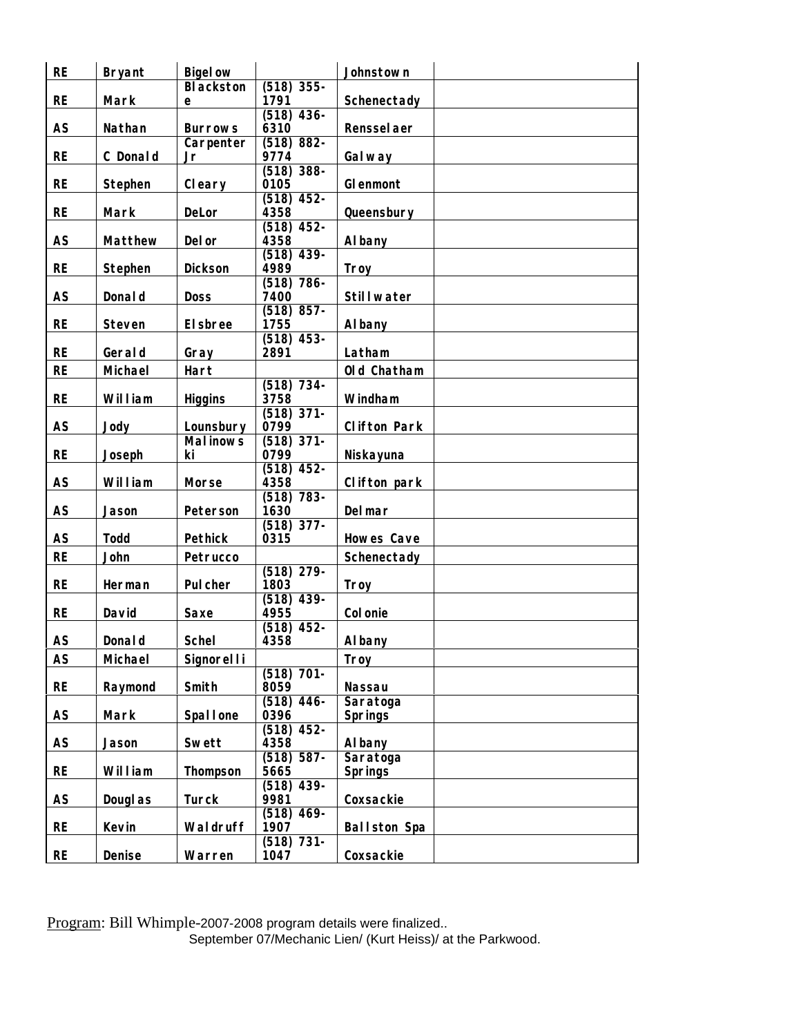| RE | Bryant | Bigelow |  | Johnstown |  |
|---|---|---|---|---|---|
| RE | Mark | Blackstone | (518) 355-1791 | Schenectady |  |
| AS | Nathan | Burrows | (518) 436-6310 | Rensselaer |  |
| RE | C Donald | Carpenter Jr | (518) 882-9774 | Galway |  |
| RE | Stephen | Cleary | (518) 388-0105 | Glenmont |  |
| RE | Mark | DeLor | (518) 452-4358 | Queensbury |  |
| AS | Matthew | Delor | (518) 452-4358 | Albany |  |
| RE | Stephen | Dickson | (518) 439-4989 | Troy |  |
| AS | Donald | Doss | (518) 786-7400 | Stillwater |  |
| RE | Steven | Elsbree | (518) 857-1755 | Albany |  |
| RE | Gerald | Gray | (518) 453-2891 | Latham |  |
| RE | Michael | Hart |  | Old Chatham |  |
| RE | William | Higgins | (518) 734-3758 | Windham |  |
| AS | Jody | Lounsbury | (518) 371-0799 | Clifton Park |  |
| RE | Joseph | Malinowski | (518) 371-0799 | Niskayuna |  |
| AS | William | Morse | (518) 452-4358 | Clifton park |  |
| AS | Jason | Peterson | (518) 783-1630 | Delmar |  |
| AS | Todd | Pethick | (518) 377-0315 | Howes Cave |  |
| RE | John | Petrucco |  | Schenectady |  |
| RE | Herman | Pulcher | (518) 279-1803 | Troy |  |
| RE | David | Saxe | (518) 439-4955 | Colonie |  |
| AS | Donald | Schel | (518) 452-4358 | Albany |  |
| AS | Michael | Signorelli |  | Troy |  |
| RE | Raymond | Smith | (518) 701-8059 | Nassau |  |
| AS | Mark | Spallone | (518) 446-0396 | Saratoga Springs |  |
| AS | Jason | Swett | (518) 452-4358 | Albany |  |
| RE | William | Thompson | (518) 587-5665 | Saratoga Springs |  |
| AS | Douglas | Turck | (518) 439-9981 | Coxsackie |  |
| RE | Kevin | Waldruff | (518) 469-1907 | Ballston Spa |  |
| RE | Denise | Warren | (518) 731-1047 | Coxsackie |  |

Program: Bill Whimple-2007-2008 program details were finalized..

September 07/Mechanic Lien/ (Kurt Heiss)/ at the Parkwood.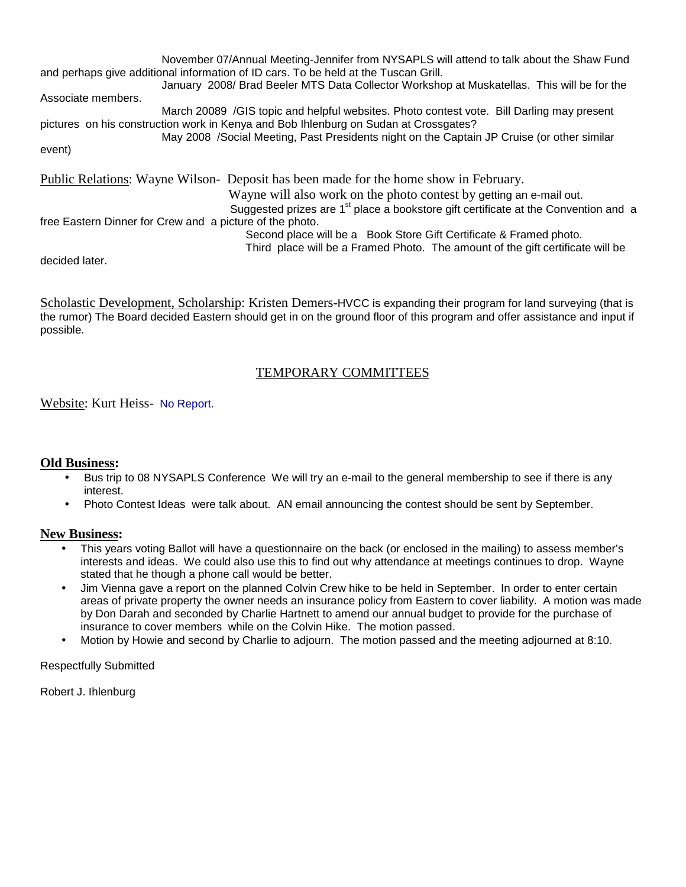November 07/Annual Meeting-Jennifer from NYSAPLS will attend to talk about the Shaw Fund and perhaps give additional information of ID cars. To be held at the Tuscan Grill.

January 2008/ Brad Beeler MTS Data Collector Workshop at Muskatellas. This will be for the Associate members.

March 20089 /GIS topic and helpful websites. Photo contest vote. Bill Darling may present pictures on his construction work in Kenya and Bob Ihlenburg on Sudan at Crossgates?

May 2008 /Social Meeting, Past Presidents night on the Captain JP Cruise (or other similar event)

Public Relations: Wayne Wilson- Deposit has been made for the home show in February.

Wayne will also work on the photo contest by getting an e-mail out.

Suggested prizes are 1st place a bookstore gift certificate at the Convention and a free Eastern Dinner for Crew and a picture of the photo.

Second place will be a Book Store Gift Certificate & Framed photo.

Third place will be a Framed Photo. The amount of the gift certificate will be decided later.

Scholastic Development, Scholarship: Kristen Demers-HVCC is expanding their program for land surveying (that is the rumor) The Board decided Eastern should get in on the ground floor of this program and offer assistance and input if possible.

## TEMPORARY COMMITTEES

Website: Kurt Heiss- No Report.

## Old Business:

- Bus trip to 08 NYSAPLS Conference We will try an e-mail to the general membership to see if there is any interest.
- Photo Contest Ideas were talk about. AN email announcing the contest should be sent by September.

## New Business:

- This years voting Ballot will have a questionnaire on the back (or enclosed in the mailing) to assess member's interests and ideas. We could also use this to find out why attendance at meetings continues to drop. Wayne stated that he though a phone call would be better.
- Jim Vienna gave a report on the planned Colvin Crew hike to be held in September. In order to enter certain areas of private property the owner needs an insurance policy from Eastern to cover liability. A motion was made by Don Darah and seconded by Charlie Hartnett to amend our annual budget to provide for the purchase of insurance to cover members while on the Colvin Hike. The motion passed.
- Motion by Howie and second by Charlie to adjourn. The motion passed and the meeting adjourned at 8:10.

Respectfully Submitted

Robert J. Ihlenburg